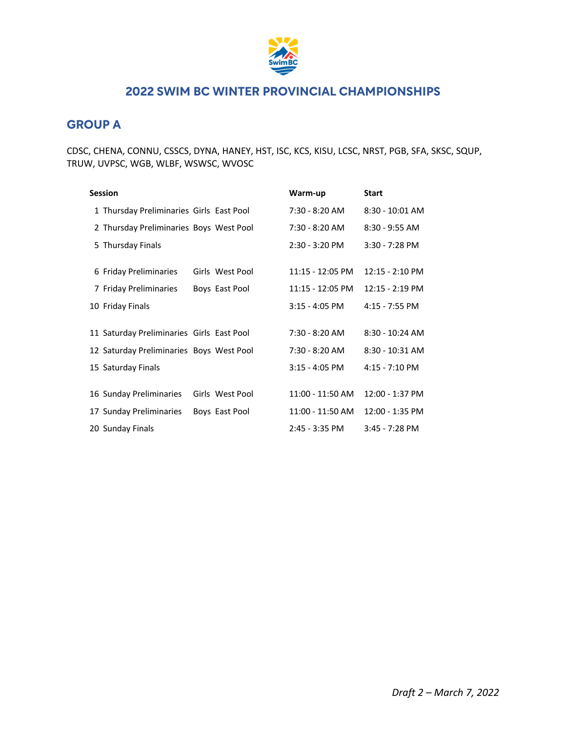# 2022 SWIM BC WINTER PROVINCIAL CHAMPIONSHIPS

## GROUP A

CDSC, CHENA, CONNU, CSSCS, DYNA, HANEY, HST, ISC, KCS, KISU, LCSC, NRST, PGB, SFA, SKSC, SQUP, TRUW, UVPSC, WGB, WLBF, WSWSC, WVOSC

| Session | | | | Warm-up | Start |
|---|---|---|---|---|---|
| 1 | Thursday Preliminaries | Girls | East Pool | 7:30 - 8:20 AM | 8:30 - 10:01 AM |
| 2 | Thursday Preliminaries | Boys | West Pool | 7:30 - 8:20 AM | 8:30 - 9:55 AM |
| 5 | Thursday Finals | | | 2:30 - 3:20 PM | 3:30 - 7:28 PM |
| 6 | Friday Preliminaries | Girls | West Pool | 11:15 - 12:05 PM | 12:15 - 2:10 PM |
| 7 | Friday Preliminaries | Boys | East Pool | 11:15 - 12:05 PM | 12:15 - 2:19 PM |
| 10 | Friday Finals | | | 3:15 - 4:05 PM | 4:15 - 7:55 PM |
| 11 | Saturday Preliminaries | Girls | East Pool | 7:30 - 8:20 AM | 8:30 - 10:24 AM |
| 12 | Saturday Preliminaries | Boys | West Pool | 7:30 - 8:20 AM | 8:30 - 10:31 AM |
| 15 | Saturday Finals | | | 3:15 - 4:05 PM | 4:15 - 7:10 PM |
| 16 | Sunday Preliminaries | Girls | West Pool | 11:00 - 11:50 AM | 12:00 - 1:37 PM |
| 17 | Sunday Preliminaries | Boys | East Pool | 11:00 - 11:50 AM | 12:00 - 1:35 PM |
| 20 | Sunday Finals | | | 2:45 - 3:35 PM | 3:45 - 7:28 PM |

*Draft 2 – March 7, 2022*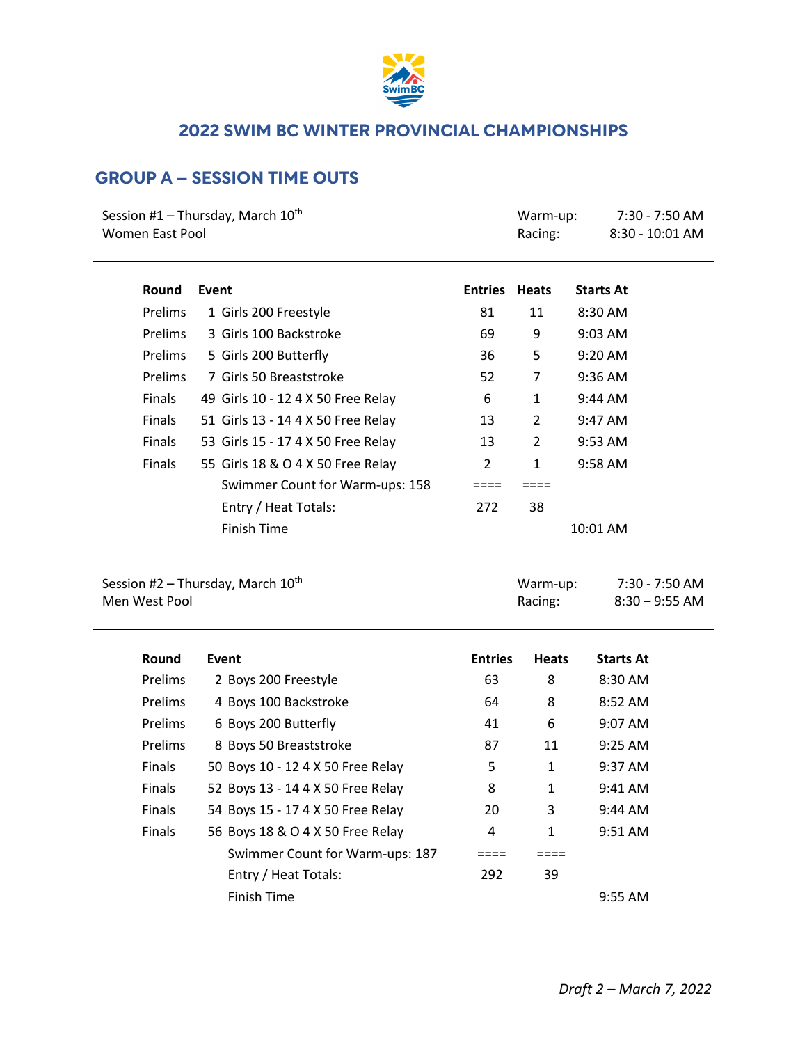## 2022 SWIM BC WINTER PROVINCIAL CHAMPIONSHIPS

### GROUP A – SESSION TIME OUTS

Session #1 – Thursday, March 10th
Women East Pool

Warm-up: 7:30 - 7:50 AM
Racing: 8:30 - 10:01 AM

| Round | Event | Entries | Heats | Starts At |
|---|---|---|---|---|
| Prelims | 1 Girls 200 Freestyle | 81 | 11 | 8:30 AM |
| Prelims | 3 Girls 100 Backstroke | 69 | 9 | 9:03 AM |
| Prelims | 5 Girls 200 Butterfly | 36 | 5 | 9:20 AM |
| Prelims | 7 Girls 50 Breaststroke | 52 | 7 | 9:36 AM |
| Finals | 49 Girls 10 - 12 4 X 50 Free Relay | 6 | 1 | 9:44 AM |
| Finals | 51 Girls 13 - 14 4 X 50 Free Relay | 13 | 2 | 9:47 AM |
| Finals | 53 Girls 15 - 17 4 X 50 Free Relay | 13 | 2 | 9:53 AM |
| Finals | 55 Girls 18 & O 4 X 50 Free Relay | 2 | 1 | 9:58 AM |
| | Swimmer Count for Warm-ups: 158 | ==== | ==== | |
| | Entry / Heat Totals: | 272 | 38 | |
| | Finish Time | | | 10:01 AM |

Session #2 – Thursday, March 10th
Men West Pool

Warm-up: 7:30 - 7:50 AM
Racing: 8:30 – 9:55 AM

| Round | Event | Entries | Heats | Starts At |
|---|---|---|---|---|
| Prelims | 2 Boys 200 Freestyle | 63 | 8 | 8:30 AM |
| Prelims | 4 Boys 100 Backstroke | 64 | 8 | 8:52 AM |
| Prelims | 6 Boys 200 Butterfly | 41 | 6 | 9:07 AM |
| Prelims | 8 Boys 50 Breaststroke | 87 | 11 | 9:25 AM |
| Finals | 50 Boys 10 - 12 4 X 50 Free Relay | 5 | 1 | 9:37 AM |
| Finals | 52 Boys 13 - 14 4 X 50 Free Relay | 8 | 1 | 9:41 AM |
| Finals | 54 Boys 15 - 17 4 X 50 Free Relay | 20 | 3 | 9:44 AM |
| Finals | 56 Boys 18 & O 4 X 50 Free Relay | 4 | 1 | 9:51 AM |
| | Swimmer Count for Warm-ups: 187 | ==== | ==== | |
| | Entry / Heat Totals: | 292 | 39 | |
| | Finish Time | | | 9:55 AM |

*Draft 2 – March 7, 2022*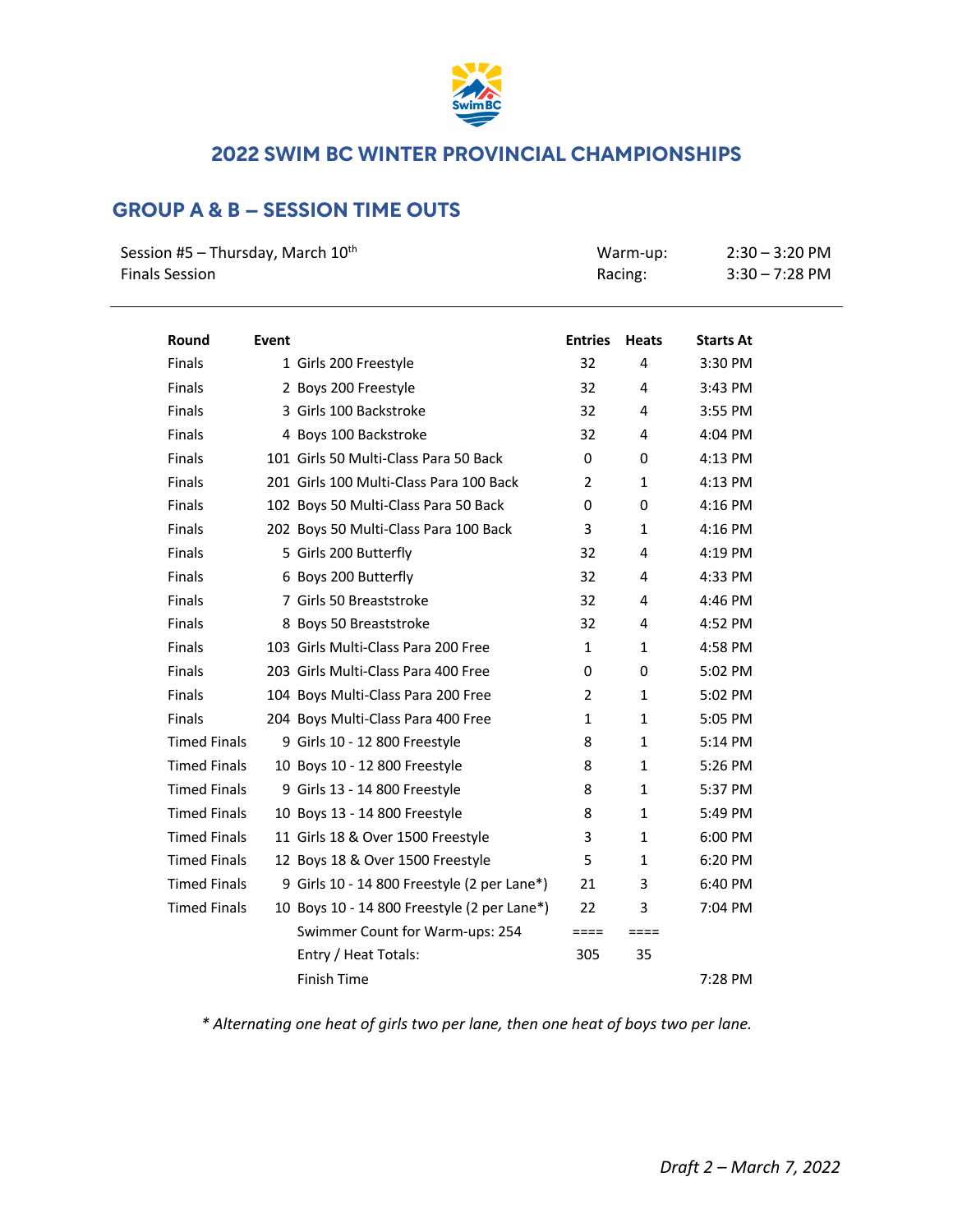## 2022 SWIM BC WINTER PROVINCIAL CHAMPIONSHIPS

## GROUP A & B – SESSION TIME OUTS

Session #5 – Thursday, March 10th
Finals Session

Warm-up: 2:30 – 3:20 PM
Racing: 3:30 – 7:28 PM

| Round | Event | | Entries | Heats | Starts At |
|---|---|---|---|---|---|
| Finals | 1 | Girls 200 Freestyle | 32 | 4 | 3:30 PM |
| Finals | 2 | Boys 200 Freestyle | 32 | 4 | 3:43 PM |
| Finals | 3 | Girls 100 Backstroke | 32 | 4 | 3:55 PM |
| Finals | 4 | Boys 100 Backstroke | 32 | 4 | 4:04 PM |
| Finals | 101 | Girls 50 Multi-Class Para 50 Back | 0 | 0 | 4:13 PM |
| Finals | 201 | Girls 100 Multi-Class Para 100 Back | 2 | 1 | 4:13 PM |
| Finals | 102 | Boys 50 Multi-Class Para 50 Back | 0 | 0 | 4:16 PM |
| Finals | 202 | Boys 50 Multi-Class Para 100 Back | 3 | 1 | 4:16 PM |
| Finals | 5 | Girls 200 Butterfly | 32 | 4 | 4:19 PM |
| Finals | 6 | Boys 200 Butterfly | 32 | 4 | 4:33 PM |
| Finals | 7 | Girls 50 Breaststroke | 32 | 4 | 4:46 PM |
| Finals | 8 | Boys 50 Breaststroke | 32 | 4 | 4:52 PM |
| Finals | 103 | Girls Multi-Class Para 200 Free | 1 | 1 | 4:58 PM |
| Finals | 203 | Girls Multi-Class Para 400 Free | 0 | 0 | 5:02 PM |
| Finals | 104 | Boys Multi-Class Para 200 Free | 2 | 1 | 5:02 PM |
| Finals | 204 | Boys Multi-Class Para 400 Free | 1 | 1 | 5:05 PM |
| Timed Finals | 9 | Girls 10 - 12 800 Freestyle | 8 | 1 | 5:14 PM |
| Timed Finals | 10 | Boys 10 - 12 800 Freestyle | 8 | 1 | 5:26 PM |
| Timed Finals | 9 | Girls 13 - 14 800 Freestyle | 8 | 1 | 5:37 PM |
| Timed Finals | 10 | Boys 13 - 14 800 Freestyle | 8 | 1 | 5:49 PM |
| Timed Finals | 11 | Girls 18 & Over 1500 Freestyle | 3 | 1 | 6:00 PM |
| Timed Finals | 12 | Boys 18 & Over 1500 Freestyle | 5 | 1 | 6:20 PM |
| Timed Finals | 9 | Girls 10 - 14 800 Freestyle (2 per Lane*) | 21 | 3 | 6:40 PM |
| Timed Finals | 10 | Boys 10 - 14 800 Freestyle (2 per Lane*) | 22 | 3 | 7:04 PM |
| | | Swimmer Count for Warm-ups: 254 | ==== | ==== | |
| | | Entry / Heat Totals: | 305 | 35 | |
| | | Finish Time | | | 7:28 PM |

*\* Alternating one heat of girls two per lane, then one heat of boys two per lane.*

*Draft 2 – March 7, 2022*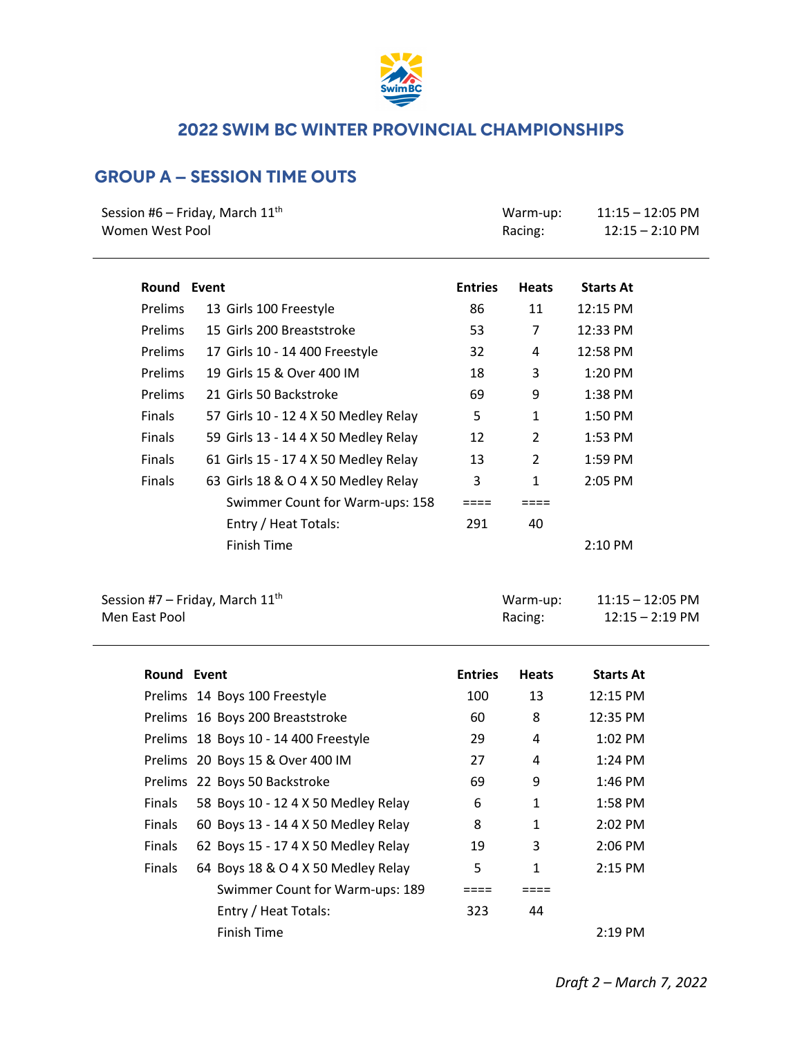## 2022 SWIM BC WINTER PROVINCIAL CHAMPIONSHIPS

### GROUP A – SESSION TIME OUTS

Session #6 – Friday, March 11th
Women West Pool

Warm-up: 11:15 – 12:05 PM
Racing: 12:15 – 2:10 PM

| Round | Event | Entries | Heats | Starts At |
|---|---|---|---|---|
| Prelims | 13 Girls 100 Freestyle | 86 | 11 | 12:15 PM |
| Prelims | 15 Girls 200 Breaststroke | 53 | 7 | 12:33 PM |
| Prelims | 17 Girls 10 - 14 400 Freestyle | 32 | 4 | 12:58 PM |
| Prelims | 19 Girls 15 & Over 400 IM | 18 | 3 | 1:20 PM |
| Prelims | 21 Girls 50 Backstroke | 69 | 9 | 1:38 PM |
| Finals | 57 Girls 10 - 12 4 X 50 Medley Relay | 5 | 1 | 1:50 PM |
| Finals | 59 Girls 13 - 14 4 X 50 Medley Relay | 12 | 2 | 1:53 PM |
| Finals | 61 Girls 15 - 17 4 X 50 Medley Relay | 13 | 2 | 1:59 PM |
| Finals | 63 Girls 18 & O 4 X 50 Medley Relay | 3 | 1 | 2:05 PM |
| | Swimmer Count for Warm-ups: 158 | ==== | ==== | |
| | Entry / Heat Totals: | 291 | 40 | |
| | Finish Time | | | 2:10 PM |

Session #7 – Friday, March 11th
Men East Pool

Warm-up: 11:15 – 12:05 PM
Racing: 12:15 – 2:19 PM

| Round | Event | Entries | Heats | Starts At |
|---|---|---|---|---|
| Prelims | 14 Boys 100 Freestyle | 100 | 13 | 12:15 PM |
| Prelims | 16 Boys 200 Breaststroke | 60 | 8 | 12:35 PM |
| Prelims | 18 Boys 10 - 14 400 Freestyle | 29 | 4 | 1:02 PM |
| Prelims | 20 Boys 15 & Over 400 IM | 27 | 4 | 1:24 PM |
| Prelims | 22 Boys 50 Backstroke | 69 | 9 | 1:46 PM |
| Finals | 58 Boys 10 - 12 4 X 50 Medley Relay | 6 | 1 | 1:58 PM |
| Finals | 60 Boys 13 - 14 4 X 50 Medley Relay | 8 | 1 | 2:02 PM |
| Finals | 62 Boys 15 - 17 4 X 50 Medley Relay | 19 | 3 | 2:06 PM |
| Finals | 64 Boys 18 & O 4 X 50 Medley Relay | 5 | 1 | 2:15 PM |
| | Swimmer Count for Warm-ups: 189 | ==== | ==== | |
| | Entry / Heat Totals: | 323 | 44 | |
| | Finish Time | | | 2:19 PM |

*Draft 2 – March 7, 2022*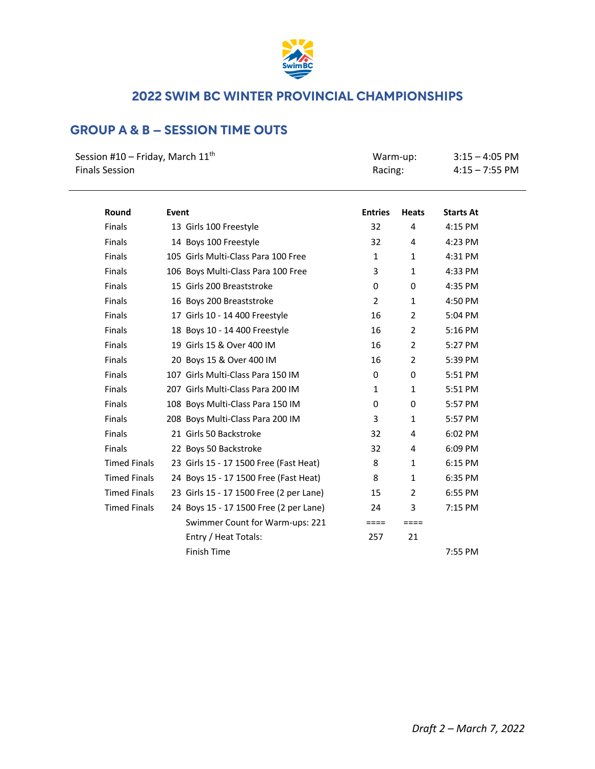## 2022 SWIM BC WINTER PROVINCIAL CHAMPIONSHIPS

## GROUP A & B – SESSION TIME OUTS

Session #10 – Friday, March 11th
Finals Session

Warm-up: 3:15 – 4:05 PM
Racing: 4:15 – 7:55 PM

| Round | Event | Entries | Heats | Starts At |
|---|---|---|---|---|
| Finals | 13 Girls 100 Freestyle | 32 | 4 | 4:15 PM |
| Finals | 14 Boys 100 Freestyle | 32 | 4 | 4:23 PM |
| Finals | 105 Girls Multi-Class Para 100 Free | 1 | 1 | 4:31 PM |
| Finals | 106 Boys Multi-Class Para 100 Free | 3 | 1 | 4:33 PM |
| Finals | 15 Girls 200 Breaststroke | 0 | 0 | 4:35 PM |
| Finals | 16 Boys 200 Breaststroke | 2 | 1 | 4:50 PM |
| Finals | 17 Girls 10 - 14 400 Freestyle | 16 | 2 | 5:04 PM |
| Finals | 18 Boys 10 - 14 400 Freestyle | 16 | 2 | 5:16 PM |
| Finals | 19 Girls 15 & Over 400 IM | 16 | 2 | 5:27 PM |
| Finals | 20 Boys 15 & Over 400 IM | 16 | 2 | 5:39 PM |
| Finals | 107 Girls Multi-Class Para 150 IM | 0 | 0 | 5:51 PM |
| Finals | 207 Girls Multi-Class Para 200 IM | 1 | 1 | 5:51 PM |
| Finals | 108 Boys Multi-Class Para 150 IM | 0 | 0 | 5:57 PM |
| Finals | 208 Boys Multi-Class Para 200 IM | 3 | 1 | 5:57 PM |
| Finals | 21 Girls 50 Backstroke | 32 | 4 | 6:02 PM |
| Finals | 22 Boys 50 Backstroke | 32 | 4 | 6:09 PM |
| Timed Finals | 23 Girls 15 - 17 1500 Free (Fast Heat) | 8 | 1 | 6:15 PM |
| Timed Finals | 24 Boys 15 - 17 1500 Free (Fast Heat) | 8 | 1 | 6:35 PM |
| Timed Finals | 23 Girls 15 - 17 1500 Free (2 per Lane) | 15 | 2 | 6:55 PM |
| Timed Finals | 24 Boys 15 - 17 1500 Free (2 per Lane) | 24 | 3 | 7:15 PM |
| | Swimmer Count for Warm-ups: 221 | ==== | ==== | |
| | Entry / Heat Totals: | 257 | 21 | |
| | Finish Time | | | 7:55 PM |

*Draft 2 – March 7, 2022*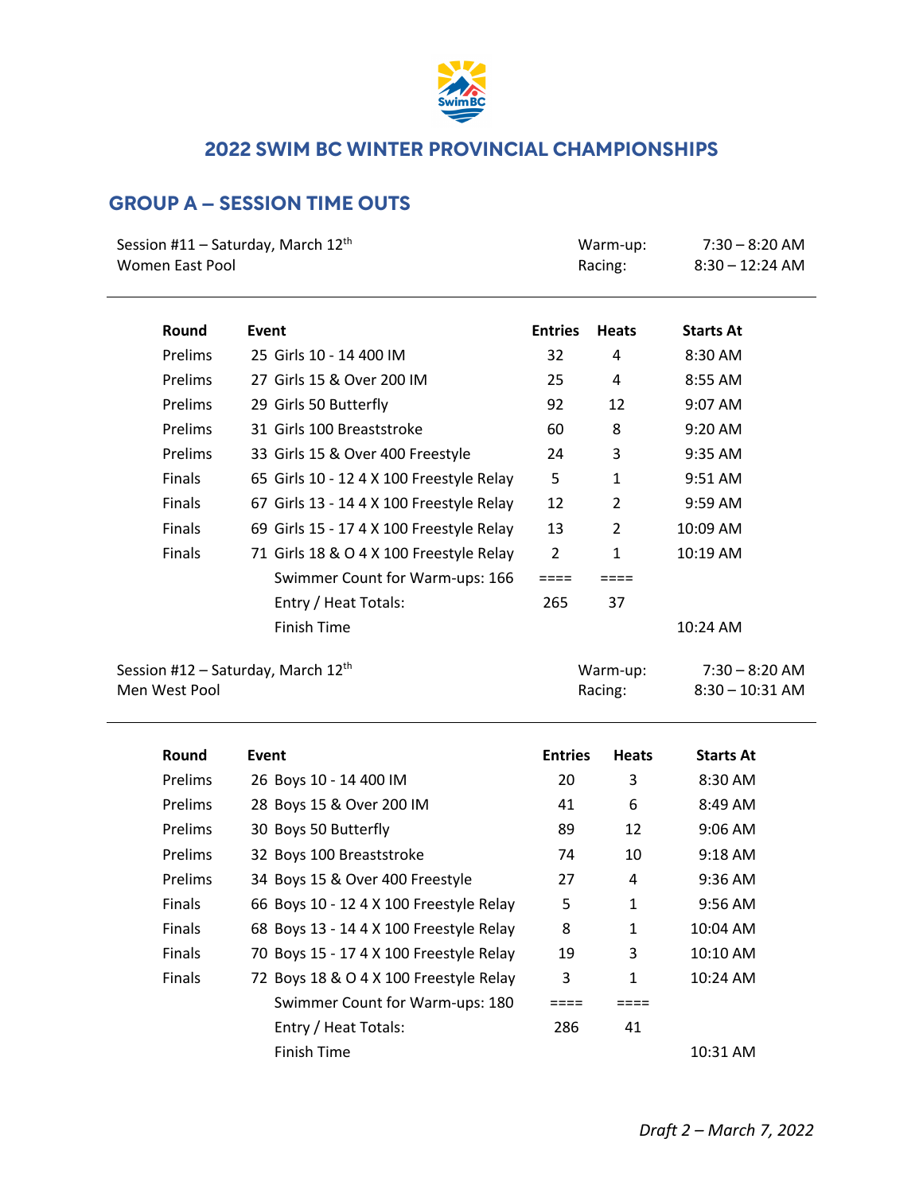## 2022 SWIM BC WINTER PROVINCIAL CHAMPIONSHIPS

## GROUP A – SESSION TIME OUTS

Session #11 – Saturday, March 12th  
Women East Pool

Warm-up: 7:30 – 8:20 AM  
Racing: 8:30 – 12:24 AM

| Round | Event | Entries | Heats | Starts At |
|---|---|---|---|---|
| Prelims | 25 Girls 10 - 14 400 IM | 32 | 4 | 8:30 AM |
| Prelims | 27 Girls 15 & Over 200 IM | 25 | 4 | 8:55 AM |
| Prelims | 29 Girls 50 Butterfly | 92 | 12 | 9:07 AM |
| Prelims | 31 Girls 100 Breaststroke | 60 | 8 | 9:20 AM |
| Prelims | 33 Girls 15 & Over 400 Freestyle | 24 | 3 | 9:35 AM |
| Finals | 65 Girls 10 - 12 4 X 100 Freestyle Relay | 5 | 1 | 9:51 AM |
| Finals | 67 Girls 13 - 14 4 X 100 Freestyle Relay | 12 | 2 | 9:59 AM |
| Finals | 69 Girls 15 - 17 4 X 100 Freestyle Relay | 13 | 2 | 10:09 AM |
| Finals | 71 Girls 18 & O 4 X 100 Freestyle Relay | 2 | 1 | 10:19 AM |
| | Swimmer Count for Warm-ups: 166 | ==== | ==== | |
| | Entry / Heat Totals: | 265 | 37 | |
| | Finish Time | | | 10:24 AM |

Session #12 – Saturday, March 12th  
Men West Pool

Warm-up: 7:30 – 8:20 AM  
Racing: 8:30 – 10:31 AM

| Round | Event | Entries | Heats | Starts At |
|---|---|---|---|---|
| Prelims | 26 Boys 10 - 14 400 IM | 20 | 3 | 8:30 AM |
| Prelims | 28 Boys 15 & Over 200 IM | 41 | 6 | 8:49 AM |
| Prelims | 30 Boys 50 Butterfly | 89 | 12 | 9:06 AM |
| Prelims | 32 Boys 100 Breaststroke | 74 | 10 | 9:18 AM |
| Prelims | 34 Boys 15 & Over 400 Freestyle | 27 | 4 | 9:36 AM |
| Finals | 66 Boys 10 - 12 4 X 100 Freestyle Relay | 5 | 1 | 9:56 AM |
| Finals | 68 Boys 13 - 14 4 X 100 Freestyle Relay | 8 | 1 | 10:04 AM |
| Finals | 70 Boys 15 - 17 4 X 100 Freestyle Relay | 19 | 3 | 10:10 AM |
| Finals | 72 Boys 18 & O 4 X 100 Freestyle Relay | 3 | 1 | 10:24 AM |
| | Swimmer Count for Warm-ups: 180 | ==== | ==== | |
| | Entry / Heat Totals: | 286 | 41 | |
| | Finish Time | | | 10:31 AM |

*Draft 2 – March 7, 2022*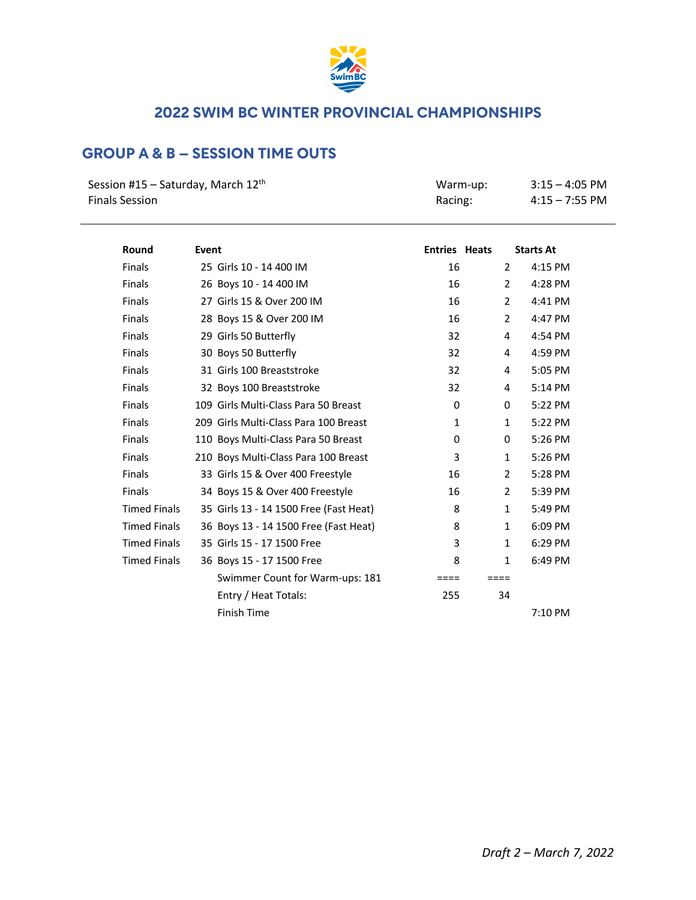## 2022 SWIM BC WINTER PROVINCIAL CHAMPIONSHIPS

### GROUP A & B – SESSION TIME OUTS

| | | | |
|---|---|---|---|
| Session #15 – Saturday, March 12th | | Warm-up: | 3:15 – 4:05 PM |
| Finals Session | | Racing: | 4:15 – 7:55 PM |

| Round | Event | Entries | Heats | Starts At |
|---|---|---|---|---|
| Finals | 25 Girls 10 - 14 400 IM | 16 | 2 | 4:15 PM |
| Finals | 26 Boys 10 - 14 400 IM | 16 | 2 | 4:28 PM |
| Finals | 27 Girls 15 & Over 200 IM | 16 | 2 | 4:41 PM |
| Finals | 28 Boys 15 & Over 200 IM | 16 | 2 | 4:47 PM |
| Finals | 29 Girls 50 Butterfly | 32 | 4 | 4:54 PM |
| Finals | 30 Boys 50 Butterfly | 32 | 4 | 4:59 PM |
| Finals | 31 Girls 100 Breaststroke | 32 | 4 | 5:05 PM |
| Finals | 32 Boys 100 Breaststroke | 32 | 4 | 5:14 PM |
| Finals | 109 Girls Multi-Class Para 50 Breast | 0 | 0 | 5:22 PM |
| Finals | 209 Girls Multi-Class Para 100 Breast | 1 | 1 | 5:22 PM |
| Finals | 110 Boys Multi-Class Para 50 Breast | 0 | 0 | 5:26 PM |
| Finals | 210 Boys Multi-Class Para 100 Breast | 3 | 1 | 5:26 PM |
| Finals | 33 Girls 15 & Over 400 Freestyle | 16 | 2 | 5:28 PM |
| Finals | 34 Boys 15 & Over 400 Freestyle | 16 | 2 | 5:39 PM |
| Timed Finals | 35 Girls 13 - 14 1500 Free (Fast Heat) | 8 | 1 | 5:49 PM |
| Timed Finals | 36 Boys 13 - 14 1500 Free (Fast Heat) | 8 | 1 | 6:09 PM |
| Timed Finals | 35 Girls 15 - 17 1500 Free | 3 | 1 | 6:29 PM |
| Timed Finals | 36 Boys 15 - 17 1500 Free | 8 | 1 | 6:49 PM |
| | Swimmer Count for Warm-ups: 181 | ==== | ==== | |
| | Entry / Heat Totals: | 255 | 34 | |
| | Finish Time | | | 7:10 PM |

*Draft 2 – March 7, 2022*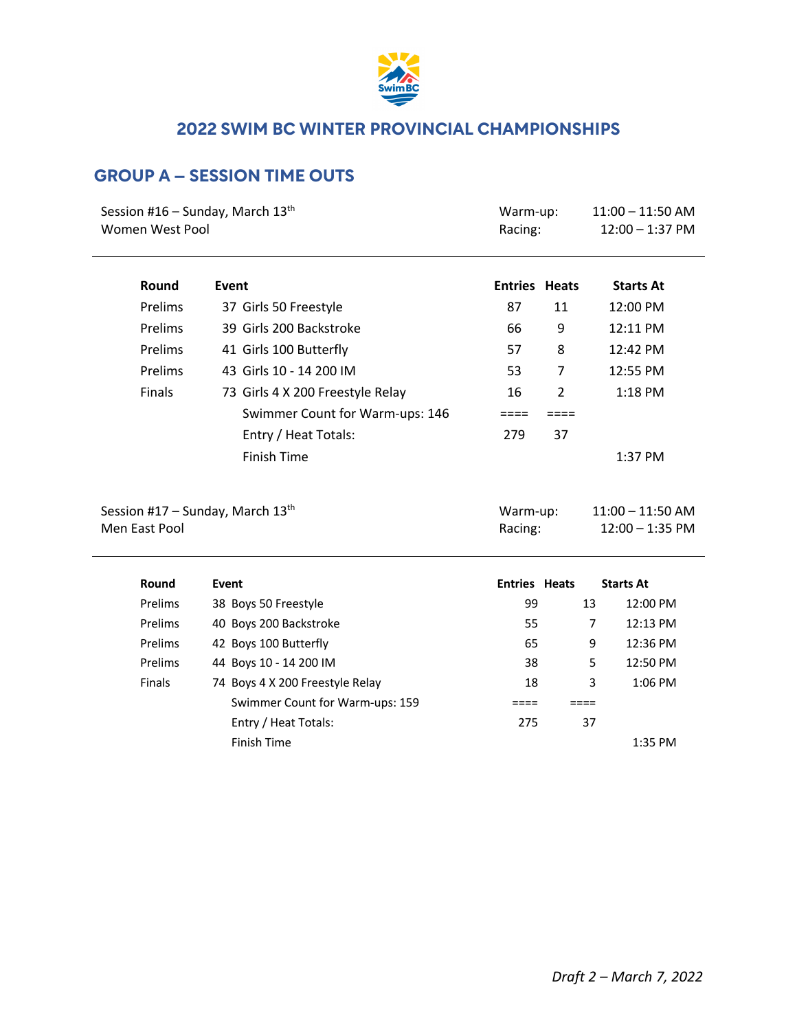# 2022 SWIM BC WINTER PROVINCIAL CHAMPIONSHIPS

## GROUP A – SESSION TIME OUTS

Session #16 – Sunday, March 13th
Women West Pool

Warm-up: 11:00 – 11:50 AM
Racing: 12:00 – 1:37 PM

| Round | Event | Entries | Heats | Starts At |
|---|---|---|---|---|
| Prelims | 37 Girls 50 Freestyle | 87 | 11 | 12:00 PM |
| Prelims | 39 Girls 200 Backstroke | 66 | 9 | 12:11 PM |
| Prelims | 41 Girls 100 Butterfly | 57 | 8 | 12:42 PM |
| Prelims | 43 Girls 10 - 14 200 IM | 53 | 7 | 12:55 PM |
| Finals | 73 Girls 4 X 200 Freestyle Relay | 16 | 2 | 1:18 PM |
| | Swimmer Count for Warm-ups: 146 | ==== | ==== | |
| | Entry / Heat Totals: | 279 | 37 | |
| | Finish Time | | | 1:37 PM |

Session #17 – Sunday, March 13th
Men East Pool

Warm-up: 11:00 – 11:50 AM
Racing: 12:00 – 1:35 PM

| Round | Event | Entries | Heats | Starts At |
|---|---|---|---|---|
| Prelims | 38 Boys 50 Freestyle | 99 | 13 | 12:00 PM |
| Prelims | 40 Boys 200 Backstroke | 55 | 7 | 12:13 PM |
| Prelims | 42 Boys 100 Butterfly | 65 | 9 | 12:36 PM |
| Prelims | 44 Boys 10 - 14 200 IM | 38 | 5 | 12:50 PM |
| Finals | 74 Boys 4 X 200 Freestyle Relay | 18 | 3 | 1:06 PM |
| | Swimmer Count for Warm-ups: 159 | ==== | ==== | |
| | Entry / Heat Totals: | 275 | 37 | |
| | Finish Time | | | 1:35 PM |

*Draft 2 – March 7, 2022*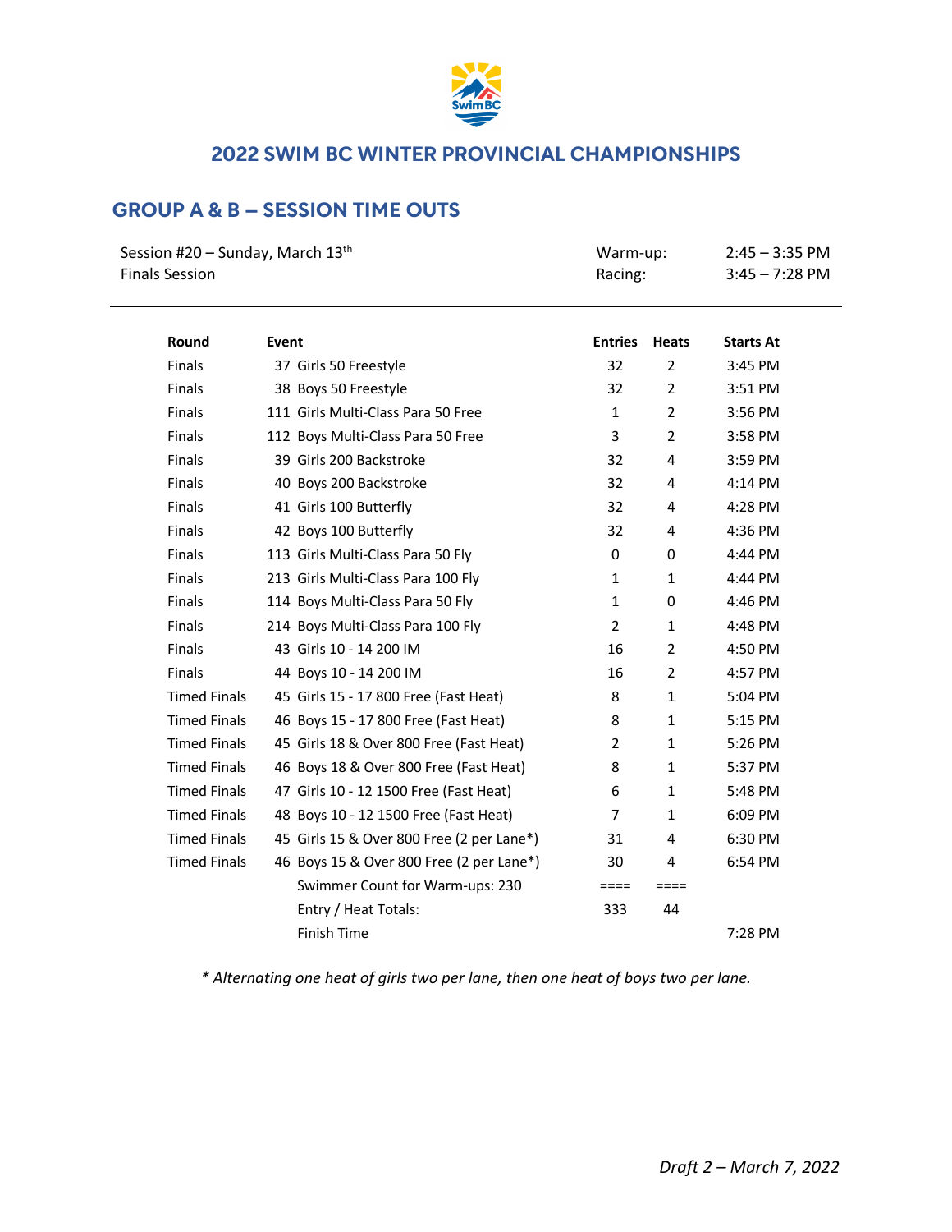# 2022 SWIM BC WINTER PROVINCIAL CHAMPIONSHIPS

## GROUP A & B – SESSION TIME OUTS

| | | | |
|---|---|---|---|
| Session #20 – Sunday, March 13th | | Warm-up: | 2:45 – 3:35 PM |
| Finals Session | | Racing: | 3:45 – 7:28 PM |

| Round | Event | Entries | Heats | Starts At |
|---|---|---|---|---|
| Finals | 37 Girls 50 Freestyle | 32 | 2 | 3:45 PM |
| Finals | 38 Boys 50 Freestyle | 32 | 2 | 3:51 PM |
| Finals | 111 Girls Multi-Class Para 50 Free | 1 | 2 | 3:56 PM |
| Finals | 112 Boys Multi-Class Para 50 Free | 3 | 2 | 3:58 PM |
| Finals | 39 Girls 200 Backstroke | 32 | 4 | 3:59 PM |
| Finals | 40 Boys 200 Backstroke | 32 | 4 | 4:14 PM |
| Finals | 41 Girls 100 Butterfly | 32 | 4 | 4:28 PM |
| Finals | 42 Boys 100 Butterfly | 32 | 4 | 4:36 PM |
| Finals | 113 Girls Multi-Class Para 50 Fly | 0 | 0 | 4:44 PM |
| Finals | 213 Girls Multi-Class Para 100 Fly | 1 | 1 | 4:44 PM |
| Finals | 114 Boys Multi-Class Para 50 Fly | 1 | 0 | 4:46 PM |
| Finals | 214 Boys Multi-Class Para 100 Fly | 2 | 1 | 4:48 PM |
| Finals | 43 Girls 10 - 14 200 IM | 16 | 2 | 4:50 PM |
| Finals | 44 Boys 10 - 14 200 IM | 16 | 2 | 4:57 PM |
| Timed Finals | 45 Girls 15 - 17 800 Free (Fast Heat) | 8 | 1 | 5:04 PM |
| Timed Finals | 46 Boys 15 - 17 800 Free (Fast Heat) | 8 | 1 | 5:15 PM |
| Timed Finals | 45 Girls 18 & Over 800 Free (Fast Heat) | 2 | 1 | 5:26 PM |
| Timed Finals | 46 Boys 18 & Over 800 Free (Fast Heat) | 8 | 1 | 5:37 PM |
| Timed Finals | 47 Girls 10 - 12 1500 Free (Fast Heat) | 6 | 1 | 5:48 PM |
| Timed Finals | 48 Boys 10 - 12 1500 Free (Fast Heat) | 7 | 1 | 6:09 PM |
| Timed Finals | 45 Girls 15 & Over 800 Free (2 per Lane*) | 31 | 4 | 6:30 PM |
| Timed Finals | 46 Boys 15 & Over 800 Free (2 per Lane*) | 30 | 4 | 6:54 PM |
| | Swimmer Count for Warm-ups: 230 | ==== | ==== | |
| | Entry / Heat Totals: | 333 | 44 | |
| | Finish Time | | | 7:28 PM |

*\* Alternating one heat of girls two per lane, then one heat of boys two per lane.*

*Draft 2 – March 7, 2022*